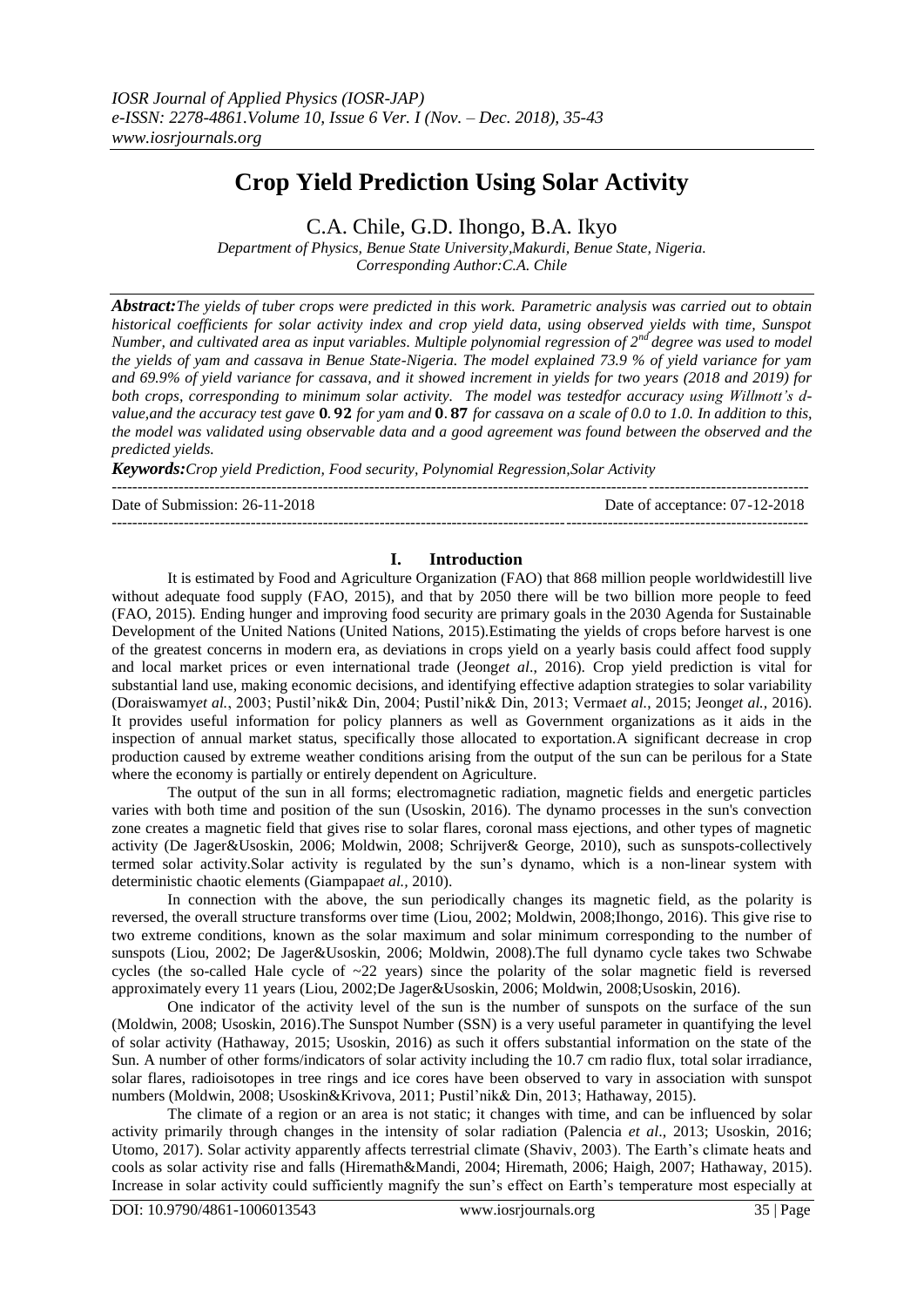# Crop Yield Prediction Using Solar Activity

C.A. Chile, G.D. Ihongo, B.A. Ikyo

*Department of Physics, Benue State University,Makurdi, Benue State, Nigeria.*
*Corresponding Author:C.A. Chile*

***Abstract:****The yields of tuber crops were predicted in this work. Parametric analysis was carried out to obtain historical coefficients for solar activity index and crop yield data, using observed yields with time, Sunspot Number, and cultivated area as input variables. Multiple polynomial regression of 2nd degree was used to model the yields of yam and cassava in Benue State-Nigeria. The model explained 73.9 % of yield variance for yam and 69.9% of yield variance for cassava, and it showed increment in yields for two years (2018 and 2019) for both crops, corresponding to minimum solar activity. The model was testedfor accuracy using Willmott's d-value,and the accuracy test gave* $\mathbf{0.92}$ *for yam and* $\mathbf{0.87}$ *for cassava on a scale of 0.0 to 1.0. In addition to this, the model was validated using observable data and a good agreement was found between the observed and the predicted yields.*

***Keywords:****Crop yield Prediction, Food security, Polynomial Regression,Solar Activity*

---

Date of Submission: 26-11-2018 Date of acceptance: 07-12-2018

---

## I. Introduction

It is estimated by Food and Agriculture Organization (FAO) that 868 million people worldwidestill live without adequate food supply (FAO, 2015), and that by 2050 there will be two billion more people to feed (FAO, 2015). Ending hunger and improving food security are primary goals in the 2030 Agenda for Sustainable Development of the United Nations (United Nations, 2015).Estimating the yields of crops before harvest is one of the greatest concerns in modern era, as deviations in crops yield on a yearly basis could affect food supply and local market prices or even international trade (Jeong*et al*., 2016). Crop yield prediction is vital for substantial land use, making economic decisions, and identifying effective adaption strategies to solar variability (Doraiswamy*et al.*, 2003; Pustil'nik& Din, 2004; Pustil'nik& Din, 2013; Verma*et al.*, 2015; Jeong*et al.,* 2016). It provides useful information for policy planners as well as Government organizations as it aids in the inspection of annual market status, specifically those allocated to exportation.A significant decrease in crop production caused by extreme weather conditions arising from the output of the sun can be perilous for a State where the economy is partially or entirely dependent on Agriculture.

The output of the sun in all forms; electromagnetic radiation, magnetic fields and energetic particles varies with both time and position of the sun (Usoskin, 2016). The dynamo processes in the sun's convection zone creates a magnetic field that gives rise to solar flares, coronal mass ejections, and other types of magnetic activity (De Jager&Usoskin, 2006; Moldwin, 2008; Schrijver& George, 2010), such as sunspots-collectively termed solar activity.Solar activity is regulated by the sun's dynamo, which is a non-linear system with deterministic chaotic elements (Giampapa*et al.,* 2010).

In connection with the above, the sun periodically changes its magnetic field, as the polarity is reversed, the overall structure transforms over time (Liou, 2002; Moldwin, 2008;Ihongo, 2016). This give rise to two extreme conditions, known as the solar maximum and solar minimum corresponding to the number of sunspots (Liou, 2002; De Jager&Usoskin, 2006; Moldwin, 2008).The full dynamo cycle takes two Schwabe cycles (the so-called Hale cycle of ~22 years) since the polarity of the solar magnetic field is reversed approximately every 11 years (Liou, 2002;De Jager&Usoskin, 2006; Moldwin, 2008;Usoskin, 2016).

One indicator of the activity level of the sun is the number of sunspots on the surface of the sun (Moldwin, 2008; Usoskin, 2016).The Sunspot Number (SSN) is a very useful parameter in quantifying the level of solar activity (Hathaway, 2015; Usoskin, 2016) as such it offers substantial information on the state of the Sun. A number of other forms/indicators of solar activity including the 10.7 cm radio flux, total solar irradiance, solar flares, radioisotopes in tree rings and ice cores have been observed to vary in association with sunspot numbers (Moldwin, 2008; Usoskin&Krivova, 2011; Pustil'nik& Din, 2013; Hathaway, 2015).

The climate of a region or an area is not static; it changes with time, and can be influenced by solar activity primarily through changes in the intensity of solar radiation (Palencia *et al*., 2013; Usoskin, 2016; Utomo, 2017). Solar activity apparently affects terrestrial climate (Shaviv, 2003). The Earth's climate heats and cools as solar activity rise and falls (Hiremath&Mandi, 2004; Hiremath, 2006; Haigh, 2007; Hathaway, 2015). Increase in solar activity could sufficiently magnify the sun's effect on Earth's temperature most especially at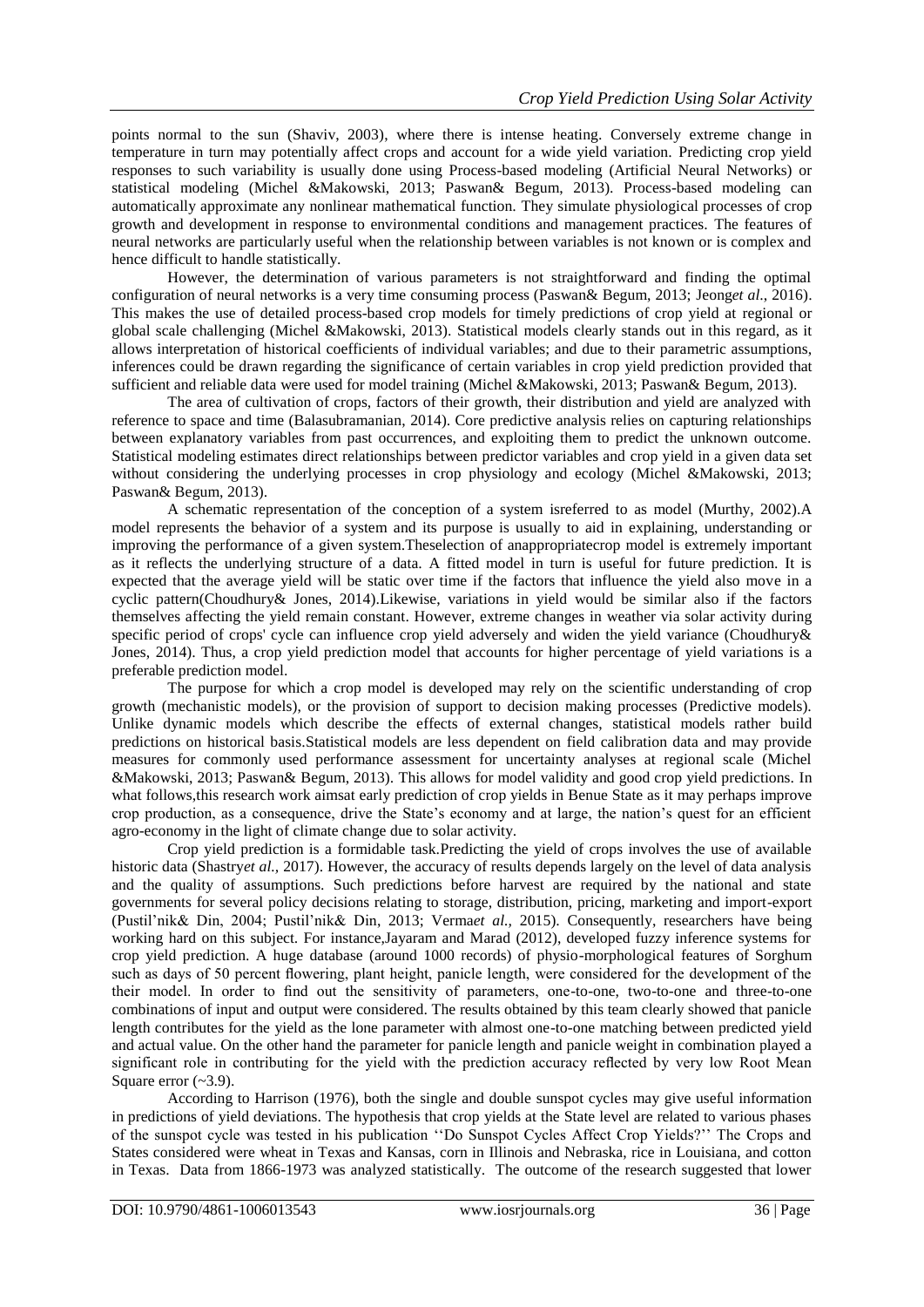points normal to the sun (Shaviv, 2003), where there is intense heating. Conversely extreme change in temperature in turn may potentially affect crops and account for a wide yield variation. Predicting crop yield responses to such variability is usually done using Process-based modeling (Artificial Neural Networks) or statistical modeling (Michel &Makowski, 2013; Paswan& Begum, 2013). Process-based modeling can automatically approximate any nonlinear mathematical function. They simulate physiological processes of crop growth and development in response to environmental conditions and management practices. The features of neural networks are particularly useful when the relationship between variables is not known or is complex and hence difficult to handle statistically.

However, the determination of various parameters is not straightforward and finding the optimal configuration of neural networks is a very time consuming process (Paswan& Begum, 2013; Jeong*et al.,* 2016). This makes the use of detailed process-based crop models for timely predictions of crop yield at regional or global scale challenging (Michel &Makowski, 2013). Statistical models clearly stands out in this regard, as it allows interpretation of historical coefficients of individual variables; and due to their parametric assumptions, inferences could be drawn regarding the significance of certain variables in crop yield prediction provided that sufficient and reliable data were used for model training (Michel &Makowski, 2013; Paswan& Begum, 2013).

The area of cultivation of crops, factors of their growth, their distribution and yield are analyzed with reference to space and time (Balasubramanian, 2014). Core predictive analysis relies on capturing relationships between explanatory variables from past occurrences, and exploiting them to predict the unknown outcome. Statistical modeling estimates direct relationships between predictor variables and crop yield in a given data set without considering the underlying processes in crop physiology and ecology (Michel &Makowski, 2013; Paswan& Begum, 2013).

A schematic representation of the conception of a system isreferred to as model (Murthy, 2002).A model represents the behavior of a system and its purpose is usually to aid in explaining, understanding or improving the performance of a given system.Theselection of an inappropriatecrop model is extremely important as it reflects the underlying structure of a data. A fitted model in turn is useful for future prediction. It is expected that the average yield will be static over time if the factors that influence the yield also move in a cyclic pattern(Choudhury& Jones, 2014).Likewise, variations in yield would be similar also if the factors themselves affecting the yield remain constant. However, extreme changes in weather via solar activity during specific period of crops' cycle can influence crop yield adversely and widen the yield variance (Choudhury& Jones, 2014). Thus, a crop yield prediction model that accounts for higher percentage of yield variations is a preferable prediction model.

The purpose for which a crop model is developed may rely on the scientific understanding of crop growth (mechanistic models), or the provision of support to decision making processes (Predictive models). Unlike dynamic models which describe the effects of external changes, statistical models rather build predictions on historical basis.Statistical models are less dependent on field calibration data and may provide measures for commonly used performance assessment for uncertainty analyses at regional scale (Michel &Makowski, 2013; Paswan& Begum, 2013). This allows for model validity and good crop yield predictions. In what follows,this research work aimsat early prediction of crop yields in Benue State as it may perhaps improve crop production, as a consequence, drive the State's economy and at large, the nation's quest for an efficient agro-economy in the light of climate change due to solar activity.

Crop yield prediction is a formidable task.Predicting the yield of crops involves the use of available historic data (Shastry*et al.,* 2017). However, the accuracy of results depends largely on the level of data analysis and the quality of assumptions. Such predictions before harvest are required by the national and state governments for several policy decisions relating to storage, distribution, pricing, marketing and import-export (Pustil'nik& Din, 2004; Pustil'nik& Din, 2013; Verma*et al.,* 2015). Consequently, researchers have being working hard on this subject. For instance,Jayaram and Marad (2012), developed fuzzy inference systems for crop yield prediction. A huge database (around 1000 records) of physio-morphological features of Sorghum such as days of 50 percent flowering, plant height, panicle length, were considered for the development of the their model. In order to find out the sensitivity of parameters, one-to-one, two-to-one and three-to-one combinations of input and output were considered. The results obtained by this team clearly showed that panicle length contributes for the yield as the lone parameter with almost one-to-one matching between predicted yield and actual value. On the other hand the parameter for panicle length and panicle weight in combination played a significant role in contributing for the yield with the prediction accuracy reflected by very low Root Mean Square error (~3.9).

According to Harrison (1976), both the single and double sunspot cycles may give useful information in predictions of yield deviations. The hypothesis that crop yields at the State level are related to various phases of the sunspot cycle was tested in his publication ''Do Sunspot Cycles Affect Crop Yields?'' The Crops and States considered were wheat in Texas and Kansas, corn in Illinois and Nebraska, rice in Louisiana, and cotton in Texas. Data from 1866-1973 was analyzed statistically. The outcome of the research suggested that lower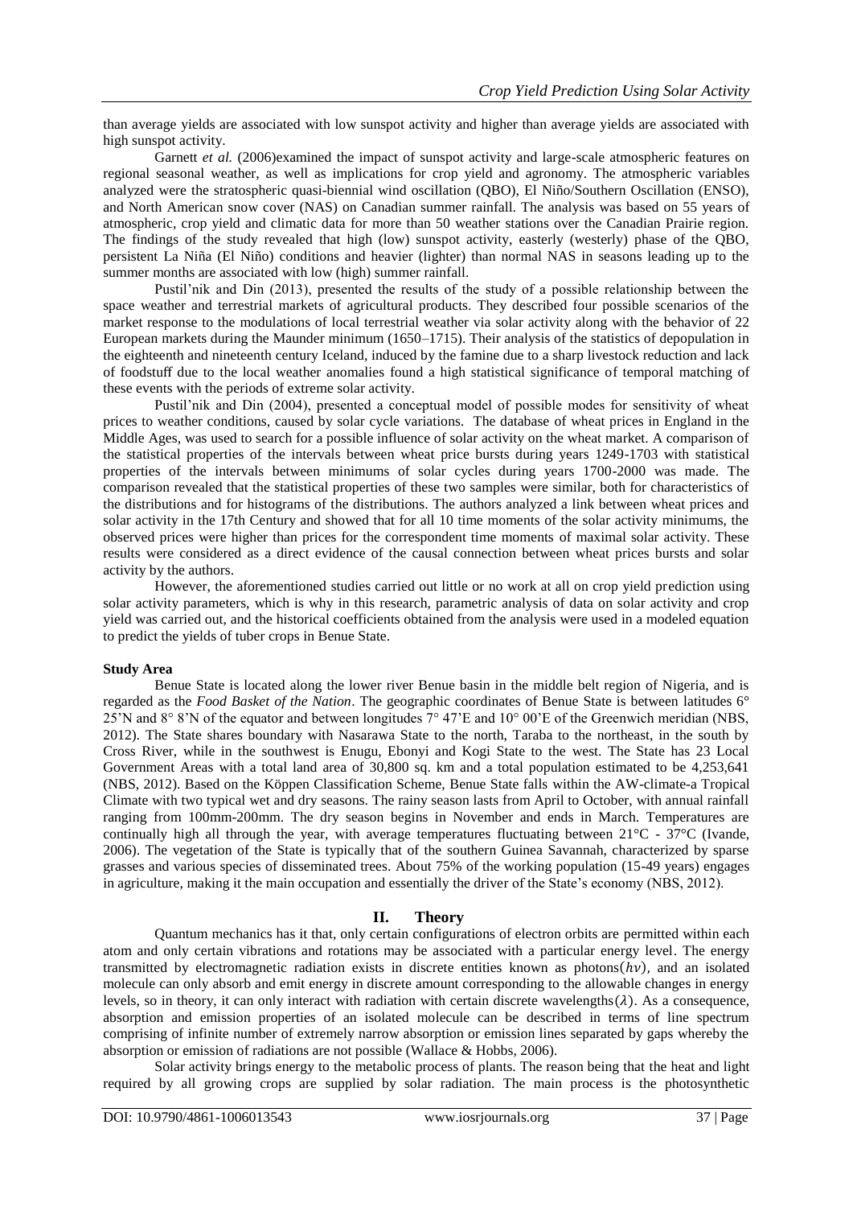than average yields are associated with low sunspot activity and higher than average yields are associated with high sunspot activity.

Garnett *et al.* (2006)examined the impact of sunspot activity and large-scale atmospheric features on regional seasonal weather, as well as implications for crop yield and agronomy. The atmospheric variables analyzed were the stratospheric quasi-biennial wind oscillation (QBO), El Niño/Southern Oscillation (ENSO), and North American snow cover (NAS) on Canadian summer rainfall. The analysis was based on 55 years of atmospheric, crop yield and climatic data for more than 50 weather stations over the Canadian Prairie region. The findings of the study revealed that high (low) sunspot activity, easterly (westerly) phase of the QBO, persistent La Niña (El Niño) conditions and heavier (lighter) than normal NAS in seasons leading up to the summer months are associated with low (high) summer rainfall.

Pustil'nik and Din (2013), presented the results of the study of a possible relationship between the space weather and terrestrial markets of agricultural products. They described four possible scenarios of the market response to the modulations of local terrestrial weather via solar activity along with the behavior of 22 European markets during the Maunder minimum (1650–1715). Their analysis of the statistics of depopulation in the eighteenth and nineteenth century Iceland, induced by the famine due to a sharp livestock reduction and lack of foodstuff due to the local weather anomalies found a high statistical significance of temporal matching of these events with the periods of extreme solar activity.

Pustil'nik and Din (2004), presented a conceptual model of possible modes for sensitivity of wheat prices to weather conditions, caused by solar cycle variations. The database of wheat prices in England in the Middle Ages, was used to search for a possible influence of solar activity on the wheat market. A comparison of the statistical properties of the intervals between wheat price bursts during years 1249-1703 with statistical properties of the intervals between minimums of solar cycles during years 1700-2000 was made. The comparison revealed that the statistical properties of these two samples were similar, both for characteristics of the distributions and for histograms of the distributions. The authors analyzed a link between wheat prices and solar activity in the 17th Century and showed that for all 10 time moments of the solar activity minimums, the observed prices were higher than prices for the correspondent time moments of maximal solar activity. These results were considered as a direct evidence of the causal connection between wheat prices bursts and solar activity by the authors.

However, the aforementioned studies carried out little or no work at all on crop yield prediction using solar activity parameters, which is why in this research, parametric analysis of data on solar activity and crop yield was carried out, and the historical coefficients obtained from the analysis were used in a modeled equation to predict the yields of tuber crops in Benue State.

**Study Area**

Benue State is located along the lower river Benue basin in the middle belt region of Nigeria, and is regarded as the *Food Basket of the Nation*. The geographic coordinates of Benue State is between latitudes 6° 25'N and 8° 8'N of the equator and between longitudes 7° 47'E and 10° 00'E of the Greenwich meridian (NBS, 2012). The State shares boundary with Nasarawa State to the north, Taraba to the northeast, in the south by Cross River, while in the southwest is Enugu, Ebonyi and Kogi State to the west. The State has 23 Local Government Areas with a total land area of 30,800 sq. km and a total population estimated to be 4,253,641 (NBS, 2012). Based on the Köppen Classification Scheme, Benue State falls within the AW-climate-a Tropical Climate with two typical wet and dry seasons. The rainy season lasts from April to October, with annual rainfall ranging from 100mm-200mm. The dry season begins in November and ends in March. Temperatures are continually high all through the year, with average temperatures fluctuating between 21°C - 37°C (Ivande, 2006). The vegetation of the State is typically that of the southern Guinea Savannah, characterized by sparse grasses and various species of disseminated trees. About 75% of the working population (15-49 years) engages in agriculture, making it the main occupation and essentially the driver of the State's economy (NBS, 2012).

## II. Theory

Quantum mechanics has it that, only certain configurations of electron orbits are permitted within each atom and only certain vibrations and rotations may be associated with a particular energy level. The energy transmitted by electromagnetic radiation exists in discrete entities known as photons($h\nu$), and an isolated molecule can only absorb and emit energy in discrete amount corresponding to the allowable changes in energy levels, so in theory, it can only interact with radiation with certain discrete wavelengths($\lambda$). As a consequence, absorption and emission properties of an isolated molecule can be described in terms of line spectrum comprising of infinite number of extremely narrow absorption or emission lines separated by gaps whereby the absorption or emission of radiations are not possible (Wallace & Hobbs, 2006).

Solar activity brings energy to the metabolic process of plants. The reason being that the heat and light required by all growing crops are supplied by solar radiation. The main process is the photosynthetic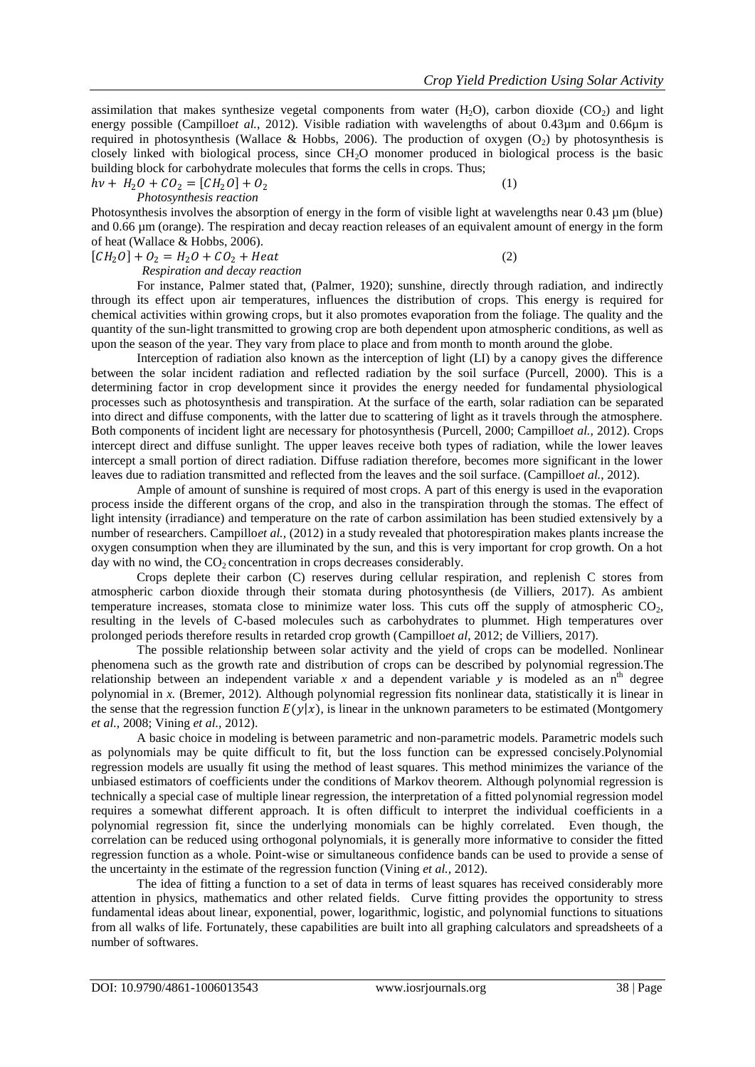assimilation that makes synthesize vegetal components from water ($H_2O$), carbon dioxide ($CO_2$) and light energy possible (Campillo*et al.,* 2012). Visible radiation with wavelengths of about 0.43µm and 0.66µm is required in photosynthesis (Wallace & Hobbs, 2006). The production of oxygen ($O_2$) by photosynthesis is closely linked with biological process, since $CH_2O$ monomer produced in biological process is the basic building block for carbohydrate molecules that forms the cells in crops. Thus;

$$h\nu + H_2O + CO_2 = [CH_2O] + O_2 \quad (1)$$

*Photosynthesis reaction*

Photosynthesis involves the absorption of energy in the form of visible light at wavelengths near 0.43 µm (blue) and 0.66 µm (orange). The respiration and decay reaction releases of an equivalent amount of energy in the form of heat (Wallace & Hobbs, 2006).

$$[CH_2O] + O_2 = H_2O + CO_2 + Heat \quad (2)$$

*Respiration and decay reaction*

For instance, Palmer stated that, (Palmer, 1920); sunshine, directly through radiation, and indirectly through its effect upon air temperatures, influences the distribution of crops. This energy is required for chemical activities within growing crops, but it also promotes evaporation from the foliage. The quality and the quantity of the sun-light transmitted to growing crop are both dependent upon atmospheric conditions, as well as upon the season of the year. They vary from place to place and from month to month around the globe.

Interception of radiation also known as the interception of light (LI) by a canopy gives the difference between the solar incident radiation and reflected radiation by the soil surface (Purcell, 2000). This is a determining factor in crop development since it provides the energy needed for fundamental physiological processes such as photosynthesis and transpiration. At the surface of the earth, solar radiation can be separated into direct and diffuse components, with the latter due to scattering of light as it travels through the atmosphere. Both components of incident light are necessary for photosynthesis (Purcell, 2000; Campillo*et al.,* 2012). Crops intercept direct and diffuse sunlight. The upper leaves receive both types of radiation, while the lower leaves intercept a small portion of direct radiation. Diffuse radiation therefore, becomes more significant in the lower leaves due to radiation transmitted and reflected from the leaves and the soil surface. (Campillo*et al.*, 2012).

Ample of amount of sunshine is required of most crops. A part of this energy is used in the evaporation process inside the different organs of the crop, and also in the transpiration through the stomas. The effect of light intensity (irradiance) and temperature on the rate of carbon assimilation has been studied extensively by a number of researchers. Campillo*et al.,* (2012) in a study revealed that photorespiration makes plants increase the oxygen consumption when they are illuminated by the sun, and this is very important for crop growth. On a hot day with no wind, the $CO_2$ concentration in crops decreases considerably.

Crops deplete their carbon (C) reserves during cellular respiration, and replenish C stores from atmospheric carbon dioxide through their stomata during photosynthesis (de Villiers, 2017). As ambient temperature increases, stomata close to minimize water loss. This cuts off the supply of atmospheric $CO_2$, resulting in the levels of C-based molecules such as carbohydrates to plummet. High temperatures over prolonged periods therefore results in retarded crop growth (Campillo*et al*, 2012; de Villiers, 2017).

The possible relationship between solar activity and the yield of crops can be modelled. Nonlinear phenomena such as the growth rate and distribution of crops can be described by polynomial regression.The relationship between an independent variable *x* and a dependent variable *y* is modeled as an $n^{th}$ degree polynomial in *x.* (Bremer, 2012). Although polynomial regression fits nonlinear data, statistically it is linear in the sense that the regression function $E(y|x)$, is linear in the unknown parameters to be estimated (Montgomery *et al.,* 2008; Vining *et al.,* 2012).

A basic choice in modeling is between parametric and non-parametric models. Parametric models such as polynomials may be quite difficult to fit, but the loss function can be expressed concisely.Polynomial regression models are usually fit using the method of least squares. This method minimizes the variance of the unbiased estimators of coefficients under the conditions of Markov theorem. Although polynomial regression is technically a special case of multiple linear regression, the interpretation of a fitted polynomial regression model requires a somewhat different approach. It is often difficult to interpret the individual coefficients in a polynomial regression fit, since the underlying monomials can be highly correlated. Even though, the correlation can be reduced using orthogonal polynomials, it is generally more informative to consider the fitted regression function as a whole. Point-wise or simultaneous confidence bands can be used to provide a sense of the uncertainty in the estimate of the regression function (Vining *et al.,* 2012).

The idea of fitting a function to a set of data in terms of least squares has received considerably more attention in physics, mathematics and other related fields. Curve fitting provides the opportunity to stress fundamental ideas about linear, exponential, power, logarithmic, logistic, and polynomial functions to situations from all walks of life. Fortunately, these capabilities are built into all graphing calculators and spreadsheets of a number of softwares.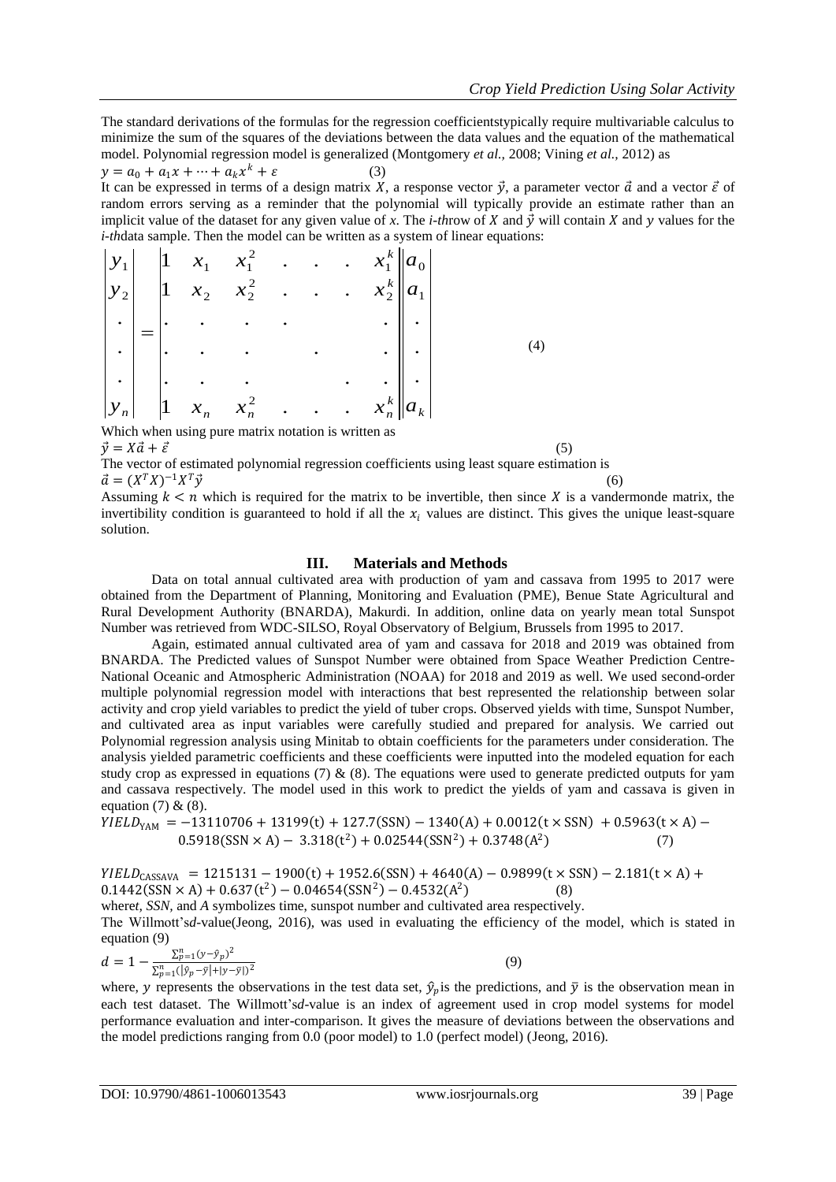The standard derivations of the formulas for the regression coefficientstypically require multivariable calculus to minimize the sum of the squares of the deviations between the data values and the equation of the mathematical model. Polynomial regression model is generalized (Montgomery *et al.*, 2008; Vining *et al.*, 2012) as

$$y = a_0 + a_1 x + \cdots + a_k x^k + \varepsilon \qquad (3)$$

It can be expressed in terms of a design matrix $X$, a response vector $\vec{y}$, a parameter vector $\vec{a}$ and a vector $\vec{\varepsilon}$ of random errors serving as a reminder that the polynomial will typically provide an estimate rather than an implicit value of the dataset for any given value of *x*. The *i-th*row of $X$ and $\vec{y}$ will contain $X$ and $y$ values for the *i-th*data sample. Then the model can be written as a system of linear equations:

$$\begin{vmatrix} y_1 \\ y_2 \\ \cdot \\ \cdot \\ \cdot \\ y_n \end{vmatrix} = \begin{vmatrix} 1 & x_1 & x_1^2 & \cdot & \cdot & \cdot & x_1^k \\ 1 & x_2 & x_2^2 & \cdot & \cdot & \cdot & x_2^k \\ \cdot & \cdot & \cdot & \cdot & & & \cdot \\ \cdot & \cdot & \cdot & & \cdot & & \cdot \\ \cdot & \cdot & \cdot & & & \cdot & \cdot \\ 1 & x_n & x_n^2 & \cdot & \cdot & \cdot & x_n^k \end{vmatrix} \begin{vmatrix} a_0 \\ a_1 \\ \cdot \\ \cdot \\ \cdot \\ a_k \end{vmatrix} \qquad (4)$$

Which when using pure matrix notation is written as

$$\vec{y} = X\vec{a} + \vec{\varepsilon} \qquad (5)$$

The vector of estimated polynomial regression coefficients using least square estimation is

$$\vec{a} = (X^T X)^{-1} X^T \vec{y} \qquad (6)$$

Assuming $k < n$ which is required for the matrix to be invertible, then since $X$ is a vandermonde matrix, the invertibility condition is guaranteed to hold if all the $x_i$ values are distinct. This gives the unique least-square solution.

## III. Materials and Methods

Data on total annual cultivated area with production of yam and cassava from 1995 to 2017 were obtained from the Department of Planning, Monitoring and Evaluation (PME), Benue State Agricultural and Rural Development Authority (BNARDA), Makurdi. In addition, online data on yearly mean total Sunspot Number was retrieved from WDC-SILSO, Royal Observatory of Belgium, Brussels from 1995 to 2017.

Again, estimated annual cultivated area of yam and cassava for 2018 and 2019 was obtained from BNARDA. The Predicted values of Sunspot Number were obtained from Space Weather Prediction Centre-National Oceanic and Atmospheric Administration (NOAA) for 2018 and 2019 as well. We used second-order multiple polynomial regression model with interactions that best represented the relationship between solar activity and crop yield variables to predict the yield of tuber crops. Observed yields with time, Sunspot Number, and cultivated area as input variables were carefully studied and prepared for analysis. We carried out Polynomial regression analysis using Minitab to obtain coefficients for the parameters under consideration. The analysis yielded parametric coefficients and these coefficients were inputted into the modeled equation for each study crop as expressed in equations (7) & (8). The equations were used to generate predicted outputs for yam and cassava respectively. The model used in this work to predict the yields of yam and cassava is given in equation (7) & (8).

$$YIELD_{\text{YAM}} = -13110706 + 13199(\text{t}) + 127.7(\text{SSN}) - 1340(\text{A}) + 0.0012(\text{t} \times \text{SSN}) + 0.5963(\text{t} \times \text{A}) - 0.5918(\text{SSN} \times \text{A}) - 3.318(\text{t}^2) + 0.02544(\text{SSN}^2) + 0.3748(\text{A}^2) \qquad (7)$$

$$YIELD_{\text{CASSAVA}} = 1215131 - 1900(\text{t}) + 1952.6(\text{SSN}) + 4640(\text{A}) - 0.9899(\text{t} \times \text{SSN}) - 2.181(\text{t} \times \text{A}) + 0.1442(\text{SSN} \times \text{A}) + 0.637(\text{t}^2) - 0.04654(\text{SSN}^2) - 0.4532(\text{A}^2) \qquad (8)$$

where*t*, *SSN*, and *A* symbolizes time, sunspot number and cultivated area respectively.

The Willmott's*d*-value(Jeong, 2016), was used in evaluating the efficiency of the model, which is stated in equation (9)

$$d = 1 - \frac{\sum_{p=1}^{n}(y - \hat{y}_p)^2}{\sum_{p=1}^{n}(|\hat{y}_p - \bar{y}| + |y - \bar{y}|)^2} \qquad (9)$$

where, $y$ represents the observations in the test data set, $\hat{y}_p$ is the predictions, and $\bar{y}$ is the observation mean in each test dataset. The Willmott's*d*-value is an index of agreement used in crop model systems for model performance evaluation and inter-comparison. It gives the measure of deviations between the observations and the model predictions ranging from 0.0 (poor model) to 1.0 (perfect model) (Jeong, 2016).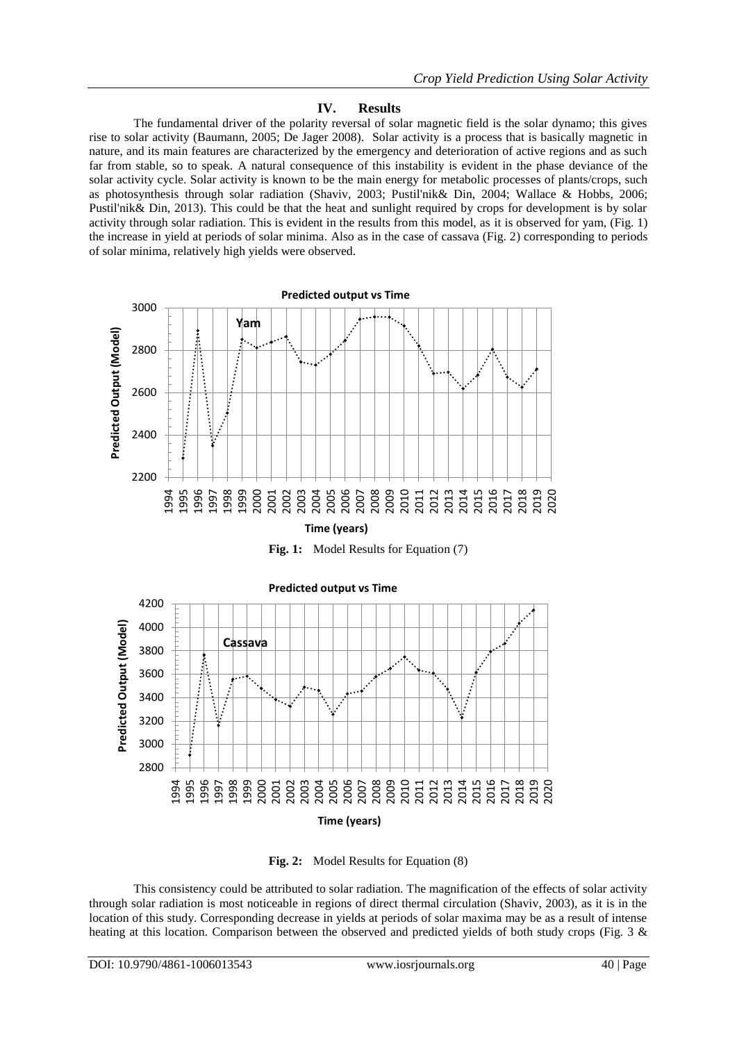## IV. Results

The fundamental driver of the polarity reversal of solar magnetic field is the solar dynamo; this gives rise to solar activity (Baumann, 2005; De Jager 2008). Solar activity is a process that is basically magnetic in nature, and its main features are characterized by the emergency and deterioration of active regions and as such far from stable, so to speak. A natural consequence of this instability is evident in the phase deviance of the solar activity cycle. Solar activity is known to be the main energy for metabolic processes of plants/crops, such as photosynthesis through solar radiation (Shaviv, 2003; Pustil'nik& Din, 2004; Wallace & Hobbs, 2006; Pustil'nik& Din, 2013). This could be that the heat and sunlight required by crops for development is by solar activity through solar radiation. This is evident in the results from this model, as it is observed for yam, (Fig. 1) the increase in yield at periods of solar minima. Also as in the case of cassava (Fig. 2) corresponding to periods of solar minima, relatively high yields were observed.

**Fig. 1:** Model Results for Equation (7)

**Fig. 2:** Model Results for Equation (8)

This consistency could be attributed to solar radiation. The magnification of the effects of solar activity through solar radiation is most noticeable in regions of direct thermal circulation (Shaviv, 2003), as it is in the location of this study. Corresponding decrease in yields at periods of solar maxima may be as a result of intense heating at this location. Comparison between the observed and predicted yields of both study crops (Fig. 3 &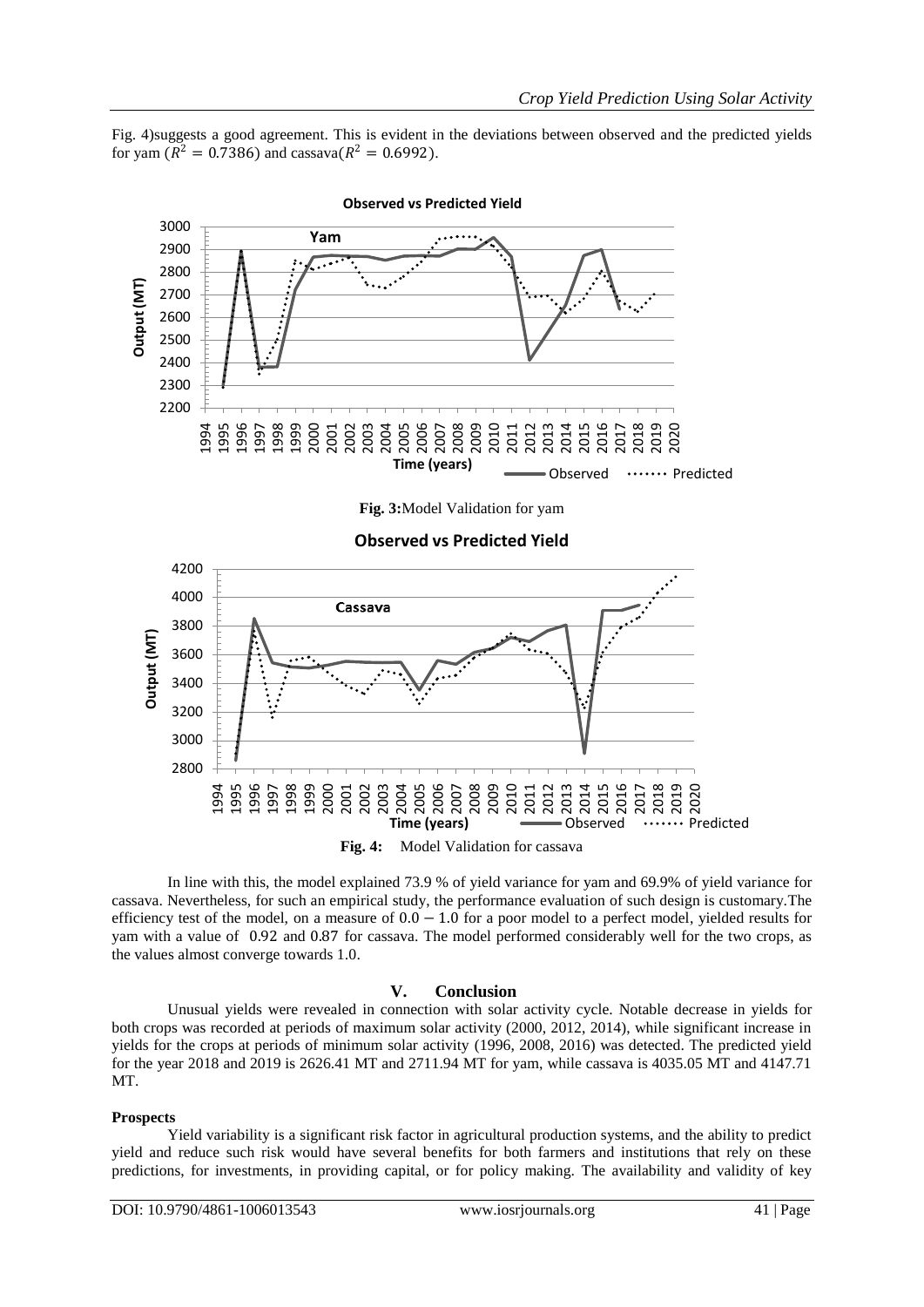Fig. 4)suggests a good agreement. This is evident in the deviations between observed and the predicted yields for yam ($R^2 = 0.7386$) and cassava($R^2 = 0.6992$).

**Fig. 3:**Model Validation for yam

**Fig. 4:** Model Validation for cassava

In line with this, the model explained 73.9 % of yield variance for yam and 69.9% of yield variance for cassava. Nevertheless, for such an empirical study, the performance evaluation of such design is customary.The efficiency test of the model, on a measure of $0.0 - 1.0$ for a poor model to a perfect model, yielded results for yam with a value of 0.92 and 0.87 for cassava. The model performed considerably well for the two crops, as the values almost converge towards 1.0.

## V. Conclusion

Unusual yields were revealed in connection with solar activity cycle. Notable decrease in yields for both crops was recorded at periods of maximum solar activity (2000, 2012, 2014), while significant increase in yields for the crops at periods of minimum solar activity (1996, 2008, 2016) was detected. The predicted yield for the year 2018 and 2019 is 2626.41 MT and 2711.94 MT for yam, while cassava is 4035.05 MT and 4147.71 MT.

### Prospects

Yield variability is a significant risk factor in agricultural production systems, and the ability to predict yield and reduce such risk would have several benefits for both farmers and institutions that rely on these predictions, for investments, in providing capital, or for policy making. The availability and validity of key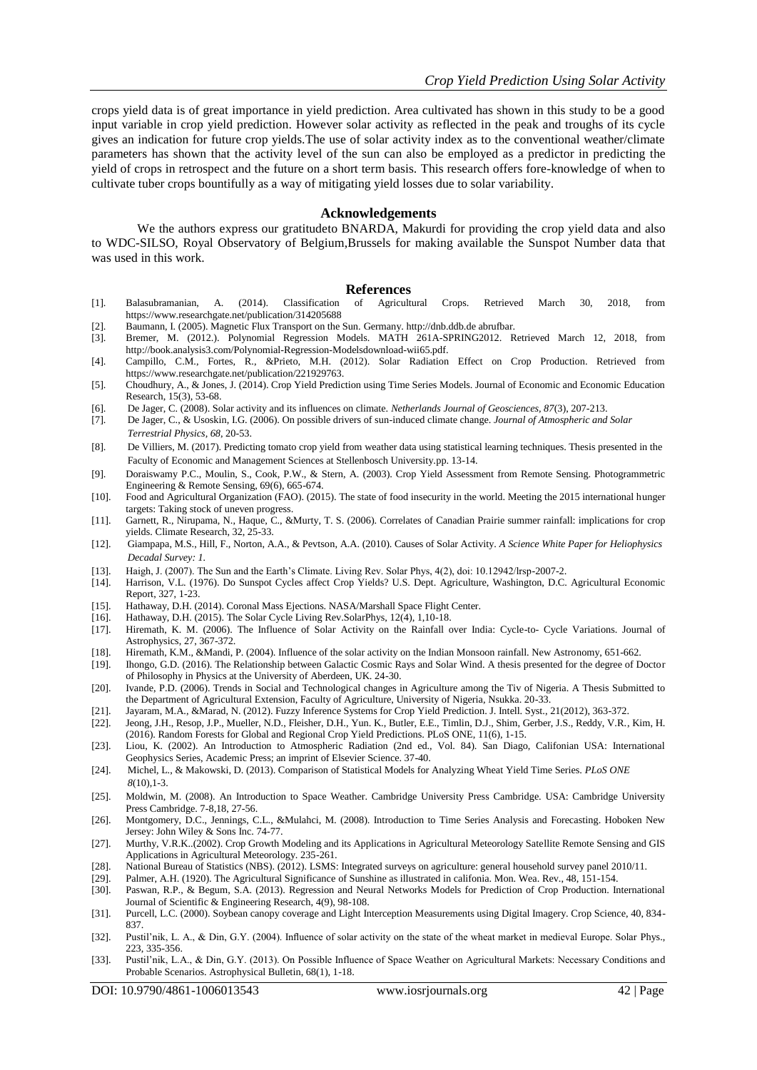crops yield data is of great importance in yield prediction. Area cultivated has shown in this study to be a good input variable in crop yield prediction. However solar activity as reflected in the peak and troughs of its cycle gives an indication for future crop yields.The use of solar activity index as to the conventional weather/climate parameters has shown that the activity level of the sun can also be employed as a predictor in predicting the yield of crops in retrospect and the future on a short term basis. This research offers fore-knowledge of when to cultivate tuber crops bountifully as a way of mitigating yield losses due to solar variability.

## Acknowledgements

We the authors express our gratitudeto BNARDA, Makurdi for providing the crop yield data and also to WDC-SILSO, Royal Observatory of Belgium,Brussels for making available the Sunspot Number data that was used in this work.

## References

[1]. Balasubramanian, A. (2014). Classification of Agricultural Crops. Retrieved March 30, 2018, from https://www.researchgate.net/publication/314205688

[2]. Baumann, I. (2005). Magnetic Flux Transport on the Sun. Germany. http://dnb.ddb.de abrufbar.

[3]. Bremer, M. (2012.). Polynomial Regression Models. MATH 261A-SPRING2012. Retrieved March 12, 2018, from http://book.analysis3.com/Polynomial-Regression-Modelsdownload-wii65.pdf.

[4]. Campillo, C.M., Fortes, R., &Prieto, M.H. (2012). Solar Radiation Effect on Crop Production. Retrieved from https://www.researchgate.net/publication/221929763.

[5]. Choudhury, A., & Jones, J. (2014). Crop Yield Prediction using Time Series Models. Journal of Economic and Economic Education Research, 15(3), 53-68.

[6]. De Jager, C. (2008). Solar activity and its influences on climate. *Netherlands Journal of Geosciences, 87*(3), 207-213.

[7]. De Jager, C., & Usoskin, I.G. (2006). On possible drivers of sun-induced climate change. *Journal of Atmospheric and Solar Terrestrial Physics, 68*, 20-53.

[8]. De Villiers, M. (2017). Predicting tomato crop yield from weather data using statistical learning techniques. Thesis presented in the Faculty of Economic and Management Sciences at Stellenbosch University.pp. 13-14.

[9]. Doraiswamy P.C., Moulin, S., Cook, P.W., & Stern, A. (2003). Crop Yield Assessment from Remote Sensing. Photogrammetric Engineering & Remote Sensing, 69(6), 665-674.

[10]. Food and Agricultural Organization (FAO). (2015). The state of food insecurity in the world. Meeting the 2015 international hunger targets: Taking stock of uneven progress.

[11]. Garnett, R., Nirupama, N., Haque, C., &Murty, T. S. (2006). Correlates of Canadian Prairie summer rainfall: implications for crop yields. Climate Research, 32, 25-33.

[12]. Giampapa, M.S., Hill, F., Norton, A.A., & Pevtson, A.A. (2010). Causes of Solar Activity. *A Science White Paper for Heliophysics Decadal Survey: 1.*

[13]. Haigh, J. (2007). The Sun and the Earth's Climate. Living Rev. Solar Phys, 4(2), doi: 10.12942/lrsp-2007-2.

[14]. Harrison, V.L. (1976). Do Sunspot Cycles affect Crop Yields? U.S. Dept. Agriculture, Washington, D.C. Agricultural Economic Report, 327, 1-23.

[15]. Hathaway, D.H. (2014). Coronal Mass Ejections. NASA/Marshall Space Flight Center.

[16]. Hathaway, D.H. (2015). The Solar Cycle Living Rev.SolarPhys, 12(4), 1,10-18.

[17]. Hiremath, K. M. (2006). The Influence of Solar Activity on the Rainfall over India: Cycle-to- Cycle Variations. Journal of Astrophysics, 27, 367-372.

[18]. Hiremath, K.M., &Mandi, P. (2004). Influence of the solar activity on the Indian Monsoon rainfall. New Astronomy, 651-662.

[19]. Ihongo, G.D. (2016). The Relationship between Galactic Cosmic Rays and Solar Wind. A thesis presented for the degree of Doctor of Philosophy in Physics at the University of Aberdeen, UK. 24-30.

[20]. Ivande, P.D. (2006). Trends in Social and Technological changes in Agriculture among the Tiv of Nigeria. A Thesis Submitted to the Department of Agricultural Extension, Faculty of Agriculture, University of Nigeria, Nsukka. 20-33.

[21]. Jayaram, M.A., &Marad, N. (2012). Fuzzy Inference Systems for Crop Yield Prediction. J. Intell. Syst., 21(2012), 363-372.

[22]. Jeong, J.H., Resop, J.P., Mueller, N.D., Fleisher, D.H., Yun. K., Butler, E.E., Timlin, D.J., Shim, Gerber, J.S., Reddy, V.R., Kim, H. (2016). Random Forests for Global and Regional Crop Yield Predictions. PLoS ONE, 11(6), 1-15.

[23]. Liou, K. (2002). An Introduction to Atmospheric Radiation (2nd ed., Vol. 84). San Diago, Califonian USA: International Geophysics Series, Academic Press; an imprint of Elsevier Science. 37-40.

[24]. Michel, L., & Makowski, D. (2013). Comparison of Statistical Models for Analyzing Wheat Yield Time Series. *PLoS ONE 8*(10),1-3.

[25]. Moldwin, M. (2008). An Introduction to Space Weather. Cambridge University Press Cambridge. USA: Cambridge University Press Cambridge. 7-8,18, 27-56.

[26]. Montgomery, D.C., Jennings, C.L., &Mulahci, M. (2008). Introduction to Time Series Analysis and Forecasting. Hoboken New Jersey: John Wiley & Sons Inc. 74-77.

[27]. Murthy, V.R.K..(2002). Crop Growth Modeling and its Applications in Agricultural Meteorology Satellite Remote Sensing and GIS Applications in Agricultural Meteorology. 235-261.

[28]. National Bureau of Statistics (NBS). (2012). LSMS: Integrated surveys on agriculture: general household survey panel 2010/11.

[29]. Palmer, A.H. (1920). The Agricultural Significance of Sunshine as illustrated in califonia. Mon. Wea. Rev., 48, 151-154.

[30]. Paswan, R.P., & Begum, S.A. (2013). Regression and Neural Networks Models for Prediction of Crop Production. International Journal of Scientific & Engineering Research, 4(9), 98-108.

[31]. Purcell, L.C. (2000). Soybean canopy coverage and Light Interception Measurements using Digital Imagery. Crop Science, 40, 834-837.

[32]. Pustil'nik, L. A., & Din, G.Y. (2004). Influence of solar activity on the state of the wheat market in medieval Europe. Solar Phys., 223, 335-356.

[33]. Pustil'nik, L.A., & Din, G.Y. (2013). On Possible Influence of Space Weather on Agricultural Markets: Necessary Conditions and Probable Scenarios. Astrophysical Bulletin, 68(1), 1-18.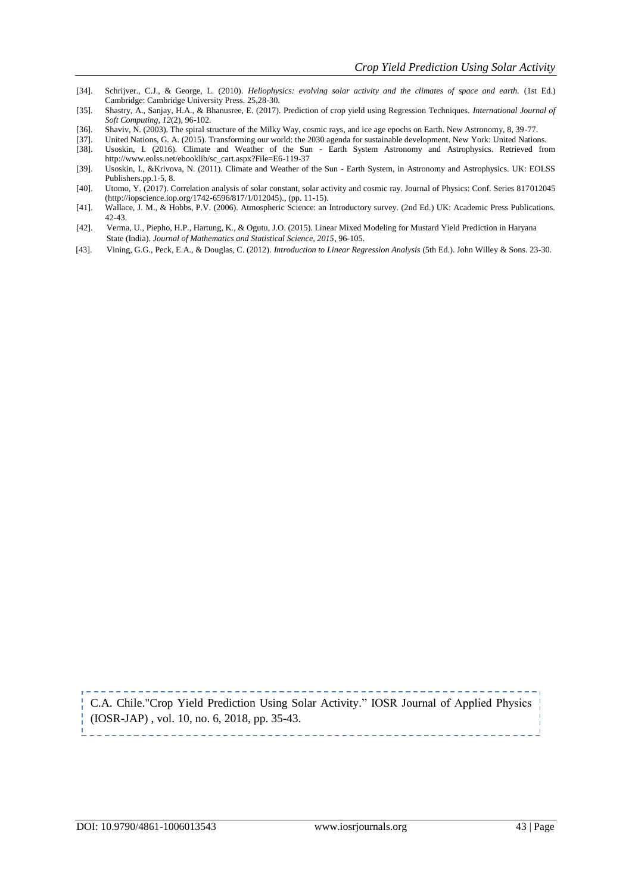[34]. Schrijver., C.J., & George, L. (2010). *Heliophysics: evolving solar activity and the climates of space and earth.* (1st Ed.) Cambridge: Cambridge University Press. 25,28-30.

[35]. Shastry, A., Sanjay, H.A., & Bhanusree, E. (2017). Prediction of crop yield using Regression Techniques. *International Journal of Soft Computing, 12*(2), 96-102.

[36]. Shaviv, N. (2003). The spiral structure of the Milky Way, cosmic rays, and ice age epochs on Earth. New Astronomy, 8, 39-77.

[37]. United Nations, G. A. (2015). Transforming our world: the 2030 agenda for sustainable development. New York: United Nations.

[38]. Usoskin, I. (2016). Climate and Weather of the Sun - Earth System Astronomy and Astrophysics. Retrieved from http://www.eolss.net/ebooklib/sc_cart.aspx?File=E6-119-37

[39]. Usoskin, I., &Krivova, N. (2011). Climate and Weather of the Sun - Earth System, in Astronomy and Astrophysics. UK: EOLSS Publishers.pp.1-5, 8.

[40]. Utomo, Y. (2017). Correlation analysis of solar constant, solar activity and cosmic ray. Journal of Physics: Conf. Series 817012045 (http://iopscience.iop.org/1742-6596/817/1/012045)., (pp. 11-15).

[41]. Wallace, J. M., & Hobbs, P.V. (2006). Atmospheric Science: an Introductory survey. (2nd Ed.) UK: Academic Press Publications. 42-43.

[42]. Verma, U., Piepho, H.P., Hartung, K., & Ogutu, J.O. (2015). Linear Mixed Modeling for Mustard Yield Prediction in Haryana State (India). *Journal of Mathematics and Statistical Science, 2015*, 96-105.

[43]. Vining, G.G., Peck, E.A., & Douglas, C. (2012). *Introduction to Linear Regression Analysis* (5th Ed.). John Willey & Sons. 23-30.

C.A. Chile."Crop Yield Prediction Using Solar Activity." IOSR Journal of Applied Physics (IOSR-JAP) , vol. 10, no. 6, 2018, pp. 35-43.